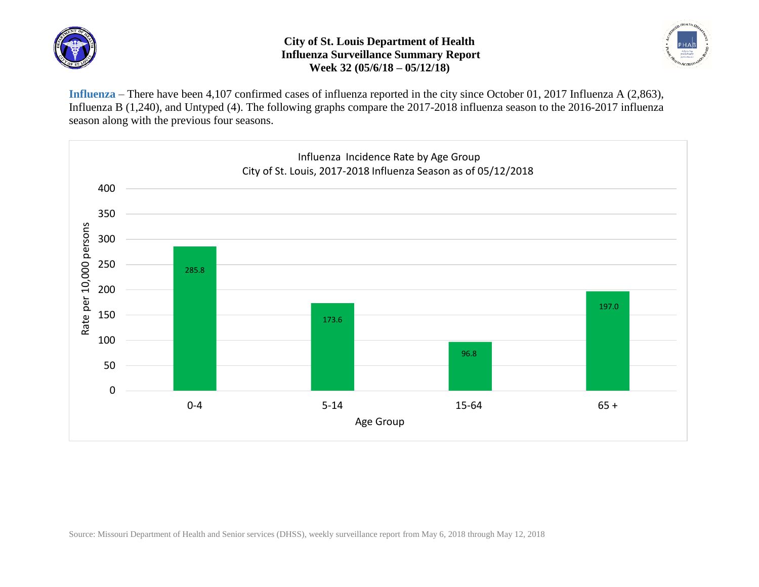# City of St. Louis Department of Health
## Influenza Surveillance Summary Report
### Week 32 (05/6/18 – 05/12/18)

**Influenza** – There have been 4,107 confirmed cases of influenza reported in the city since October 01, 2017 Influenza A (2,863), Influenza B (1,240), and Untyped (4). The following graphs compare the 2017-2018 influenza season to the 2016-2017 influenza season along with the previous four seasons.

**Influenza Incidence Rate by Age Group**
**City of St. Louis, 2017-2018 Influenza Season as of 05/12/2018**

| Age Group | Rate per 10,000 persons |
| --- | --- |
| 0-4 | 285.8 |
| 5-14 | 173.6 |
| 15-64 | 96.8 |
| 65 + | 197.0 |

Source: Missouri Department of Health and Senior services (DHSS), weekly surveillance report from May 6, 2018 through May 12, 2018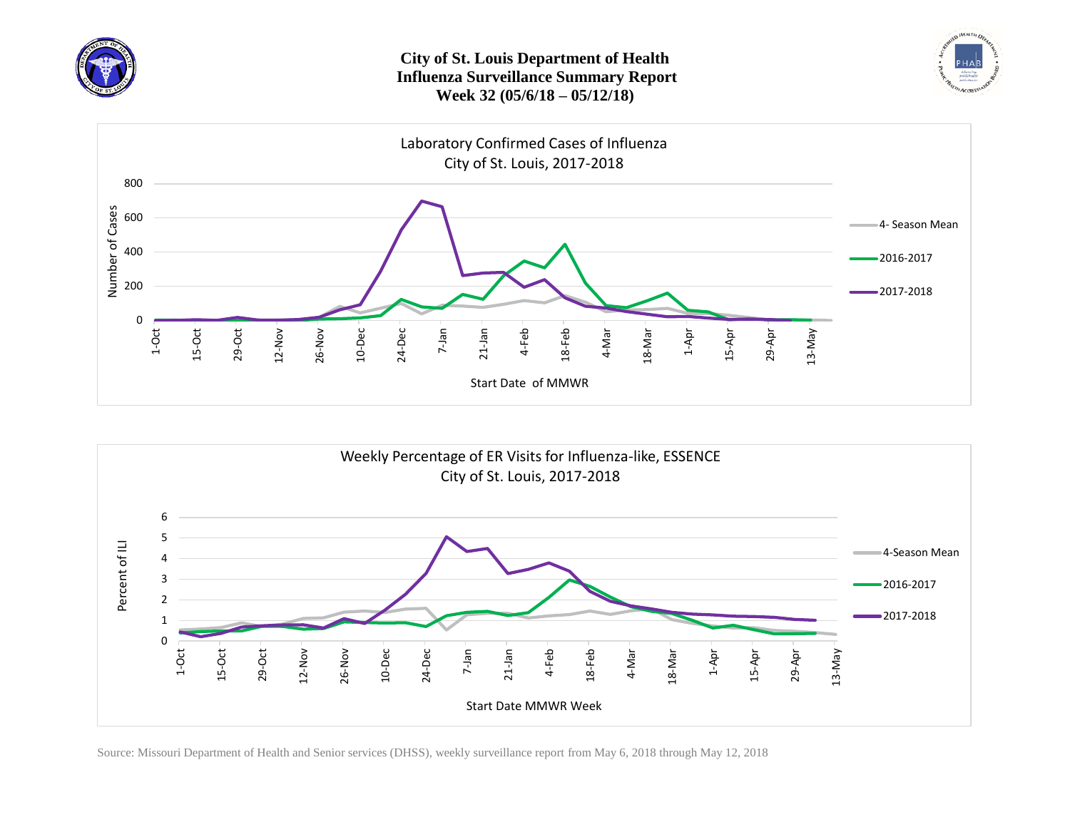# City of St. Louis Department of Health
## Influenza Surveillance Summary Report
## Week 32 (05/6/18 – 05/12/18)

Laboratory Confirmed Cases of Influenza
City of St. Louis, 2017-2018

Number of Cases

800
600
400
200
0

1-Oct
15-Oct
29-Oct
12-Nov
26-Nov
10-Dec
24-Dec
7-Jan
21-Jan
4-Feb
18-Feb
4-Mar
18-Mar
1-Apr
15-Apr
29-Apr
13-May

Start Date of MMWR

4- Season Mean
2016-2017
2017-2018

Weekly Percentage of ER Visits for Influenza-like, ESSENCE
City of St. Louis, 2017-2018

Percent of ILI

6
5
4
3
2
1
0

1-Oct
15-Oct
29-Oct
12-Nov
26-Nov
10-Dec
24-Dec
7-Jan
21-Jan
4-Feb
18-Feb
4-Mar
18-Mar
1-Apr
15-Apr
29-Apr
13-May

Start Date MMWR Week

4-Season Mean
2016-2017
2017-2018

Source: Missouri Department of Health and Senior services (DHSS), weekly surveillance report from May 6, 2018 through May 12, 2018